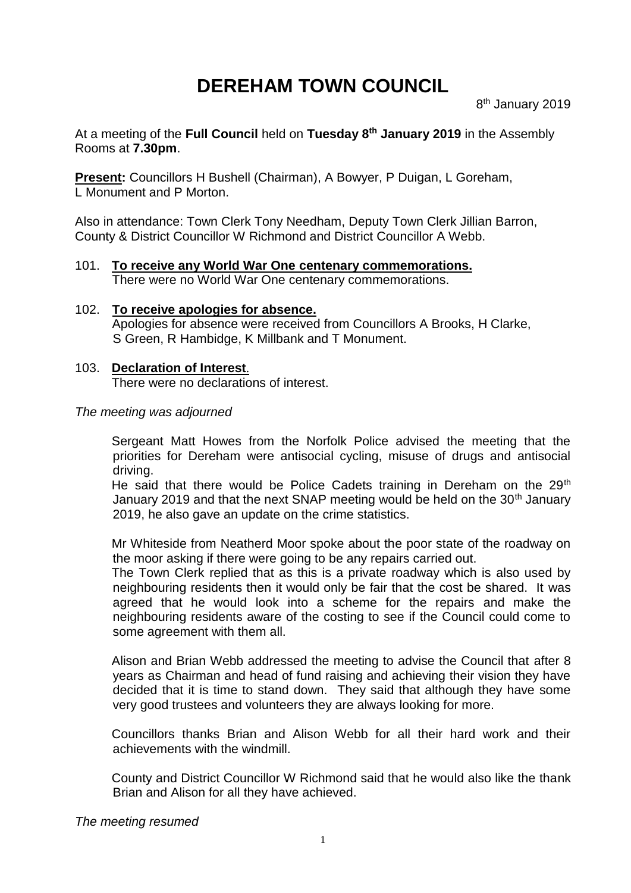# DEREHAM TOWN COUNCIL

8th January 2019

At a meeting of the **Full Council** held on **Tuesday 8th January 2019** in the Assembly Rooms at **7.30pm**.

**Present:** Councillors H Bushell (Chairman), A Bowyer, P Duigan, L Goreham, L Monument and P Morton.

Also in attendance: Town Clerk Tony Needham, Deputy Town Clerk Jillian Barron, County & District Councillor W Richmond and District Councillor A Webb.

101. **To receive any World War One centenary commemorations.**
    There were no World War One centenary commemorations.

102. **To receive apologies for absence.**
    Apologies for absence were received from Councillors A Brooks, H Clarke, S Green, R Hambidge, K Millbank and T Monument.

103. **Declaration of Interest**.
    There were no declarations of interest.

*The meeting was adjourned*

Sergeant Matt Howes from the Norfolk Police advised the meeting that the priorities for Dereham were antisocial cycling, misuse of drugs and antisocial driving.
He said that there would be Police Cadets training in Dereham on the 29th January 2019 and that the next SNAP meeting would be held on the 30th January 2019, he also gave an update on the crime statistics.

Mr Whiteside from Neatherd Moor spoke about the poor state of the roadway on the moor asking if there were going to be any repairs carried out.
The Town Clerk replied that as this is a private roadway which is also used by neighbouring residents then it would only be fair that the cost be shared. It was agreed that he would look into a scheme for the repairs and make the neighbouring residents aware of the costing to see if the Council could come to some agreement with them all.

Alison and Brian Webb addressed the meeting to advise the Council that after 8 years as Chairman and head of fund raising and achieving their vision they have decided that it is time to stand down. They said that although they have some very good trustees and volunteers they are always looking for more.

Councillors thanks Brian and Alison Webb for all their hard work and their achievements with the windmill.

County and District Councillor W Richmond said that he would also like the thank Brian and Alison for all they have achieved.

*The meeting resumed*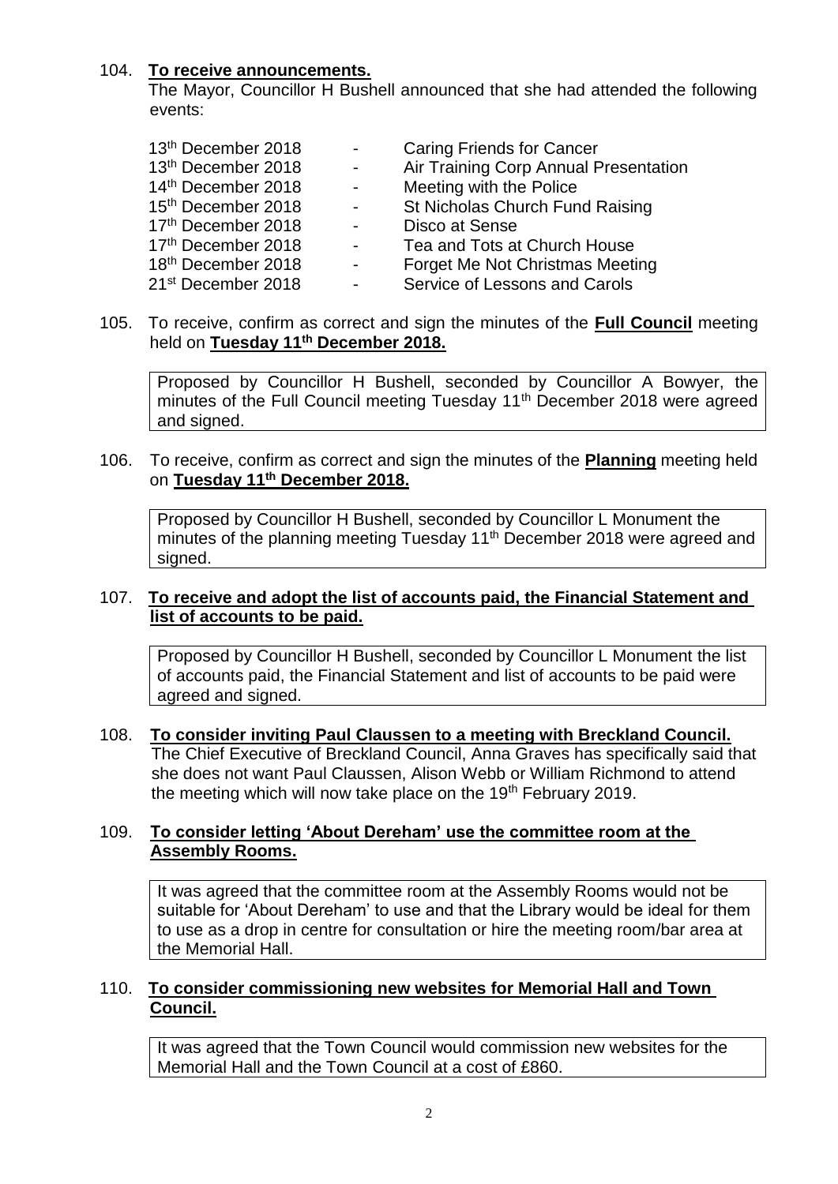104. **To receive announcements.**

The Mayor, Councillor H Bushell announced that she had attended the following events:

| | | |
|---|---|---|
| 13th December 2018 | - | Caring Friends for Cancer |
| 13th December 2018 | - | Air Training Corp Annual Presentation |
| 14th December 2018 | - | Meeting with the Police |
| 15th December 2018 | - | St Nicholas Church Fund Raising |
| 17th December 2018 | - | Disco at Sense |
| 17th December 2018 | - | Tea and Tots at Church House |
| 18th December 2018 | - | Forget Me Not Christmas Meeting |
| 21st December 2018 | - | Service of Lessons and Carols |

105. To receive, confirm as correct and sign the minutes of the **Full Council** meeting held on **Tuesday 11th December 2018.**

Proposed by Councillor H Bushell, seconded by Councillor A Bowyer, the minutes of the Full Council meeting Tuesday 11th December 2018 were agreed and signed.

106. To receive, confirm as correct and sign the minutes of the **Planning** meeting held on **Tuesday 11th December 2018.**

Proposed by Councillor H Bushell, seconded by Councillor L Monument the minutes of the planning meeting Tuesday 11th December 2018 were agreed and signed.

107. **To receive and adopt the list of accounts paid, the Financial Statement and list of accounts to be paid.**

Proposed by Councillor H Bushell, seconded by Councillor L Monument the list of accounts paid, the Financial Statement and list of accounts to be paid were agreed and signed.

108. **To consider inviting Paul Claussen to a meeting with Breckland Council.**

The Chief Executive of Breckland Council, Anna Graves has specifically said that she does not want Paul Claussen, Alison Webb or William Richmond to attend the meeting which will now take place on the 19th February 2019.

109. **To consider letting 'About Dereham' use the committee room at the Assembly Rooms.**

It was agreed that the committee room at the Assembly Rooms would not be suitable for 'About Dereham' to use and that the Library would be ideal for them to use as a drop in centre for consultation or hire the meeting room/bar area at the Memorial Hall.

110. **To consider commissioning new websites for Memorial Hall and Town Council.**

It was agreed that the Town Council would commission new websites for the Memorial Hall and the Town Council at a cost of £860.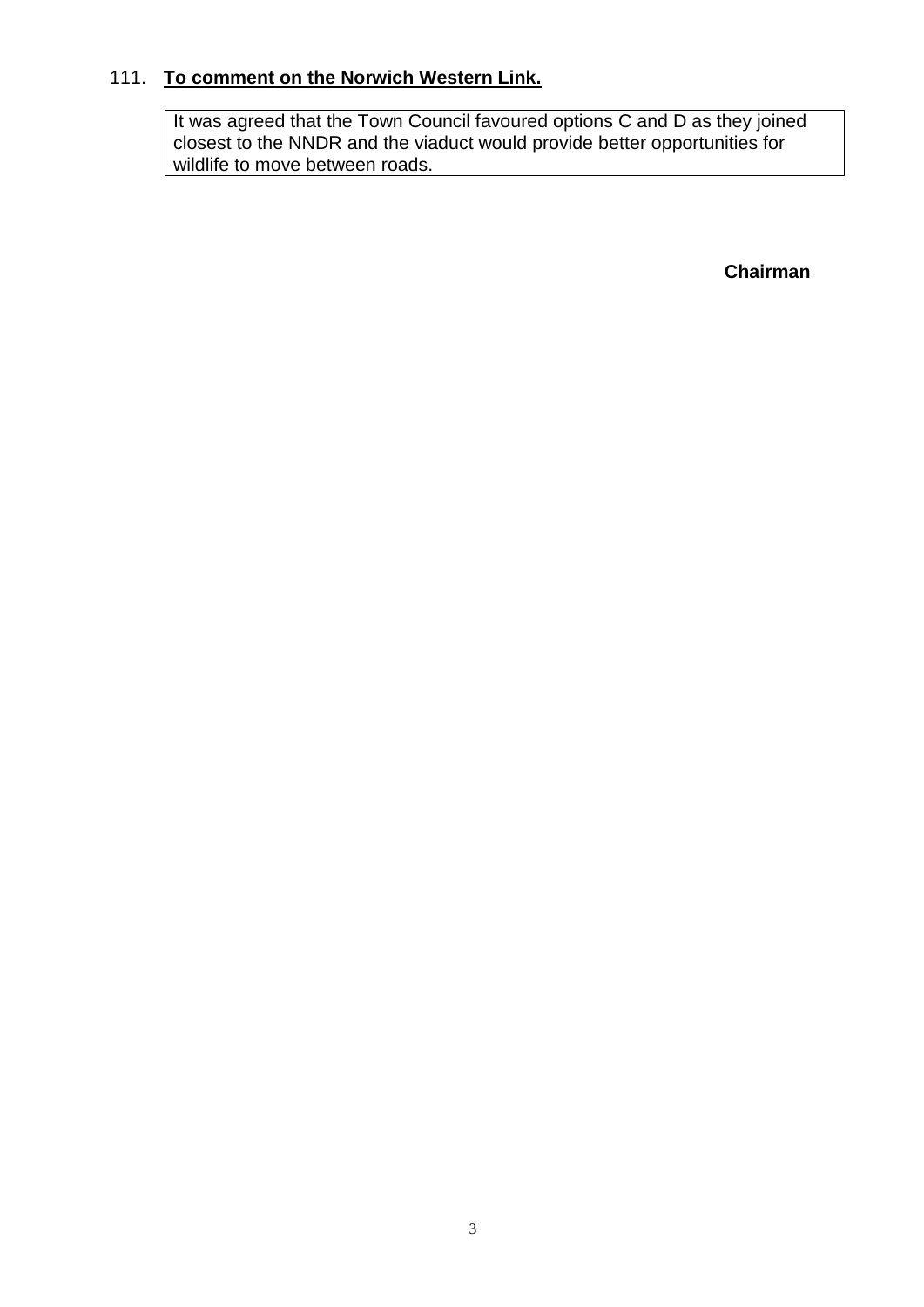111. **<u>To comment on the Norwich Western Link.</u>**

It was agreed that the Town Council favoured options C and D as they joined closest to the NNDR and the viaduct would provide better opportunities for wildlife to move between roads.

**Chairman**